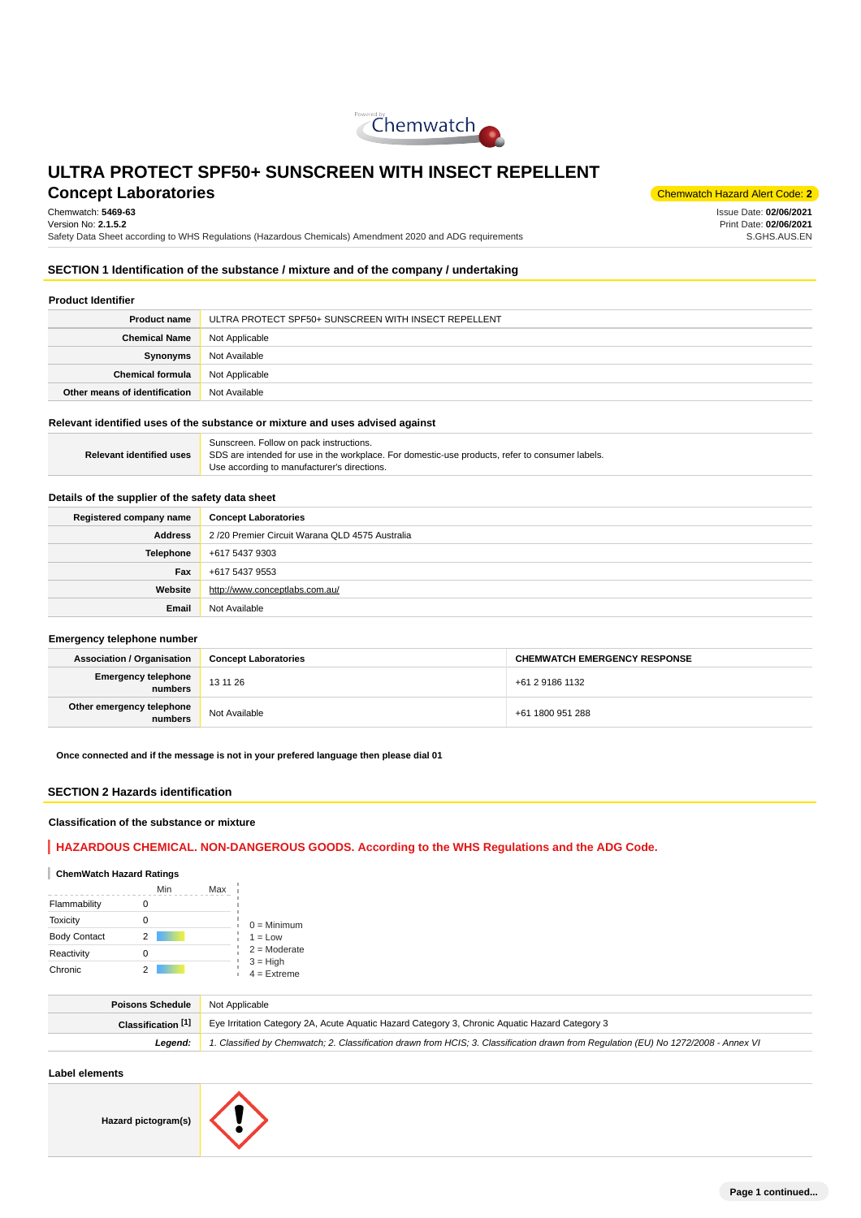# ULTRA PROTECT SPF50+ SUNSCREEN WITH INSECT REPELLENT

## Concept Laboratories

Chemwatch Hazard Alert Code: **2**

Chemwatch: **5469-63**
Version No: **2.1.5.2**
Safety Data Sheet according to WHS Regulations (Hazardous Chemicals) Amendment 2020 and ADG requirements

Issue Date: **02/06/2021**
Print Date: **02/06/2021**
S.GHS.AUS.EN

## SECTION 1 Identification of the substance / mixture and of the company / undertaking

### Product Identifier

| | |
|---|---|
| **Product name** | ULTRA PROTECT SPF50+ SUNSCREEN WITH INSECT REPELLENT |
| **Chemical Name** | Not Applicable |
| **Synonyms** | Not Available |
| **Chemical formula** | Not Applicable |
| **Other means of identification** | Not Available |

### Relevant identified uses of the substance or mixture and uses advised against

| | |
|---|---|
| **Relevant identified uses** | Sunscreen. Follow on pack instructions.<br>SDS are intended for use in the workplace. For domestic-use products, refer to consumer labels.<br>Use according to manufacturer's directions. |

### Details of the supplier of the safety data sheet

| | |
|---|---|
| **Registered company name** | **Concept Laboratories** |
| **Address** | 2 /20 Premier Circuit Warana QLD 4575 Australia |
| **Telephone** | +617 5437 9303 |
| **Fax** | +617 5437 9553 |
| **Website** | http://www.conceptlabs.com.au/ |
| **Email** | Not Available |

### Emergency telephone number

| **Association / Organisation** | **Concept Laboratories** | **CHEMWATCH EMERGENCY RESPONSE** |
|---|---|---|
| **Emergency telephone numbers** | 13 11 26 | +61 2 9186 1132 |
| **Other emergency telephone numbers** | Not Available | +61 1800 951 288 |

**Once connected and if the message is not in your prefered language then please dial 01**

## SECTION 2 Hazards identification

### Classification of the substance or mixture

**HAZARDOUS CHEMICAL. NON-DANGEROUS GOODS. According to the WHS Regulations and the ADG Code.**

#### ChemWatch Hazard Ratings

| | Min | Max |
|---|---|---|
| Flammability | 0 | |
| Toxicity | 0 | |
| Body Contact | 2 | |
| Reactivity | 0 | |
| Chronic | 2 | |

0 = Minimum
1 = Low
2 = Moderate
3 = High
4 = Extreme

| | |
|---|---|
| **Poisons Schedule** | Not Applicable |
| **Classification [1]** | Eye Irritation Category 2A, Acute Aquatic Hazard Category 3, Chronic Aquatic Hazard Category 3 |
| ***Legend:*** | *1. Classified by Chemwatch; 2. Classification drawn from HCIS; 3. Classification drawn from Regulation (EU) No 1272/2008 - Annex VI* |

### Label elements

| | |
|---|---|
| **Hazard pictogram(s)** | |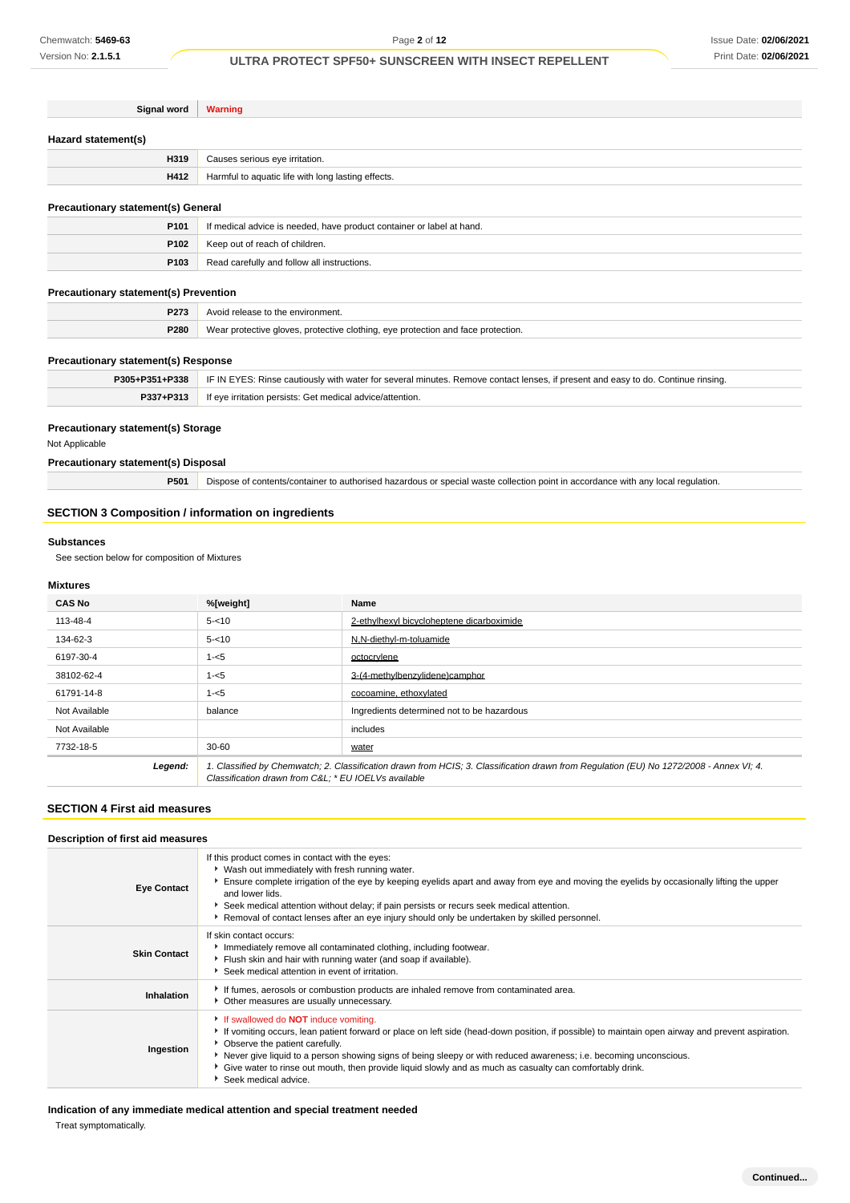| Signal word | Warning |
|---|---|

### Hazard statement(s)

| | |
|---|---|
| **H319** | Causes serious eye irritation. |
| **H412** | Harmful to aquatic life with long lasting effects. |

### Precautionary statement(s) General

| | |
|---|---|
| **P101** | If medical advice is needed, have product container or label at hand. |
| **P102** | Keep out of reach of children. |
| **P103** | Read carefully and follow all instructions. |

### Precautionary statement(s) Prevention

| | |
|---|---|
| **P273** | Avoid release to the environment. |
| **P280** | Wear protective gloves, protective clothing, eye protection and face protection. |

### Precautionary statement(s) Response

| | |
|---|---|
| **P305+P351+P338** | IF IN EYES: Rinse cautiously with water for several minutes. Remove contact lenses, if present and easy to do. Continue rinsing. |
| **P337+P313** | If eye irritation persists: Get medical advice/attention. |

### Precautionary statement(s) Storage

Not Applicable

### Precautionary statement(s) Disposal

| | |
|---|---|
| **P501** | Dispose of contents/container to authorised hazardous or special waste collection point in accordance with any local regulation. |

## SECTION 3 Composition / information on ingredients

### Substances

See section below for composition of Mixtures

### Mixtures

| CAS No | %[weight] | Name |
|---|---|---|
| 113-48-4 | 5-<10 | 2-ethylhexyl bicycloheptene dicarboximide |
| 134-62-3 | 5-<10 | N,N-diethyl-m-toluamide |
| 6197-30-4 | 1-<5 | octocrylene |
| 38102-62-4 | 1-<5 | 3-(4-methylbenzylidene)camphor |
| 61791-14-8 | 1-<5 | cocoamine, ethoxylated |
| Not Available | balance | Ingredients determined not to be hazardous |
| Not Available | | includes |
| 7732-18-5 | 30-60 | water |
| ***Legend:*** | *1. Classified by Chemwatch; 2. Classification drawn from HCIS; 3. Classification drawn from Regulation (EU) No 1272/2008 - Annex VI; 4. Classification drawn from C&L; * EU IOELVs available* | |

## SECTION 4 First aid measures

### Description of first aid measures

| | |
|---|---|
| **Eye Contact** | If this product comes in contact with the eyes: <br>▸ Wash out immediately with fresh running water. <br>▸ Ensure complete irrigation of the eye by keeping eyelids apart and away from eye and moving the eyelids by occasionally lifting the upper and lower lids. <br>▸ Seek medical attention without delay; if pain persists or recurs seek medical attention. <br>▸ Removal of contact lenses after an eye injury should only be undertaken by skilled personnel. |
| **Skin Contact** | If skin contact occurs: <br>▸ Immediately remove all contaminated clothing, including footwear. <br>▸ Flush skin and hair with running water (and soap if available). <br>▸ Seek medical attention in event of irritation. |
| **Inhalation** | ▸ If fumes, aerosols or combustion products are inhaled remove from contaminated area. <br>▸ Other measures are usually unnecessary. |
| **Ingestion** | ▸ If swallowed do **NOT** induce vomiting. <br>▸ If vomiting occurs, lean patient forward or place on left side (head-down position, if possible) to maintain open airway and prevent aspiration. <br>▸ Observe the patient carefully. <br>▸ Never give liquid to a person showing signs of being sleepy or with reduced awareness; i.e. becoming unconscious. <br>▸ Give water to rinse out mouth, then provide liquid slowly and as much as casualty can comfortably drink. <br>▸ Seek medical advice. |

### Indication of any immediate medical attention and special treatment needed

Treat symptomatically.

**Continued...**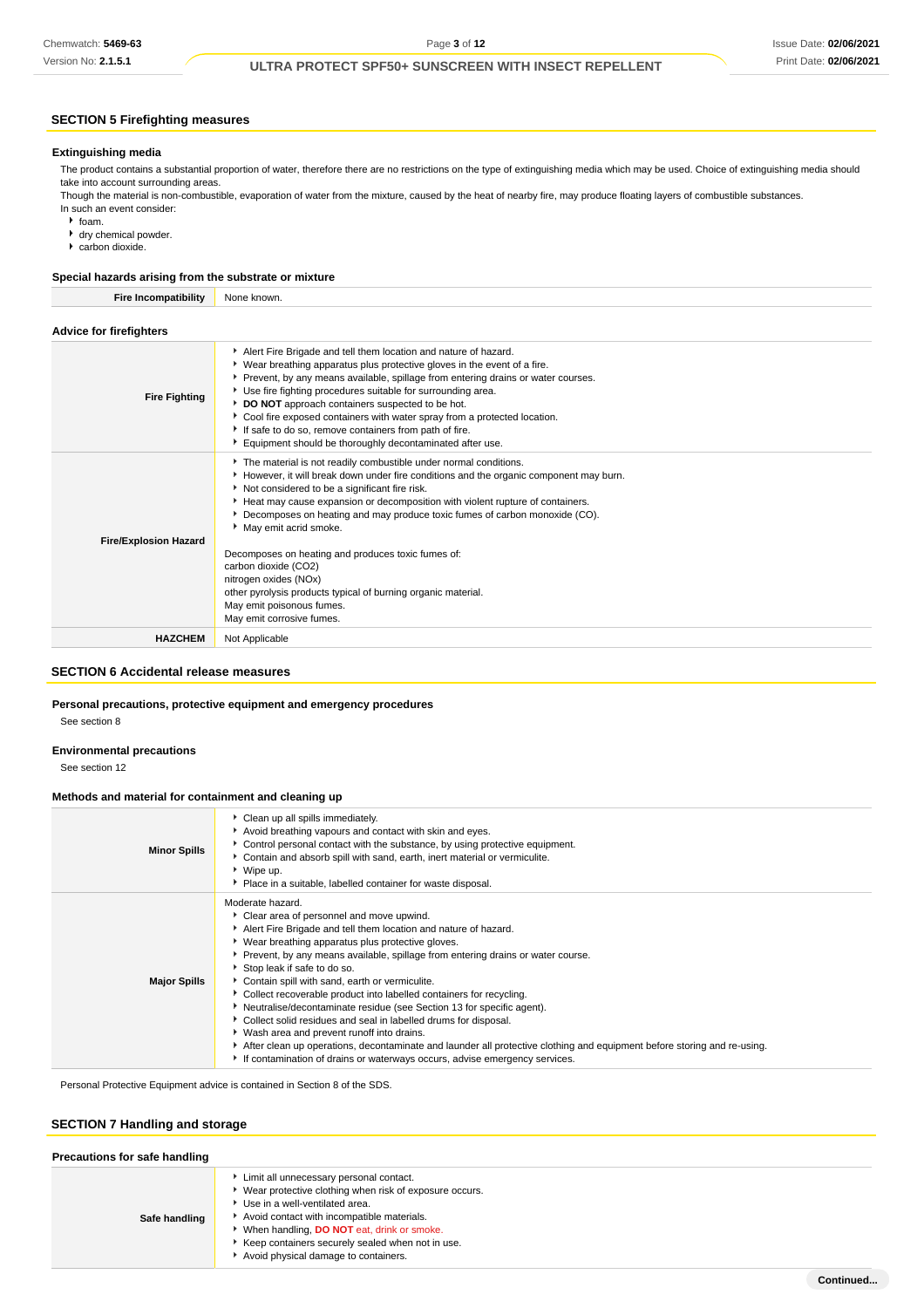## SECTION 5 Firefighting measures

### Extinguishing media

The product contains a substantial proportion of water, therefore there are no restrictions on the type of extinguishing media which may be used. Choice of extinguishing media should take into account surrounding areas.
Though the material is non-combustible, evaporation of water from the mixture, caused by the heat of nearby fire, may produce floating layers of combustible substances.
In such an event consider:

- foam.
- dry chemical powder.
- carbon dioxide.

### Special hazards arising from the substrate or mixture

| **Fire Incompatibility** | None known. |
|---|---|

### Advice for firefighters

| | |
|---|---|
| **Fire Fighting** | ▸ Alert Fire Brigade and tell them location and nature of hazard.<br>▸ Wear breathing apparatus plus protective gloves in the event of a fire.<br>▸ Prevent, by any means available, spillage from entering drains or water courses.<br>▸ Use fire fighting procedures suitable for surrounding area.<br>▸ **DO NOT** approach containers suspected to be hot.<br>▸ Cool fire exposed containers with water spray from a protected location.<br>▸ If safe to do so, remove containers from path of fire.<br>▸ Equipment should be thoroughly decontaminated after use. |
| **Fire/Explosion Hazard** | ▸ The material is not readily combustible under normal conditions.<br>▸ However, it will break down under fire conditions and the organic component may burn.<br>▸ Not considered to be a significant fire risk.<br>▸ Heat may cause expansion or decomposition with violent rupture of containers.<br>▸ Decomposes on heating and may produce toxic fumes of carbon monoxide (CO).<br>▸ May emit acrid smoke.<br><br>Decomposes on heating and produces toxic fumes of:<br>carbon dioxide ($CO_2$)<br>nitrogen oxides ($NO_x$)<br>other pyrolysis products typical of burning organic material.<br>May emit poisonous fumes.<br>May emit corrosive fumes. |
| **HAZCHEM** | Not Applicable |

## SECTION 6 Accidental release measures

### Personal precautions, protective equipment and emergency procedures

See section 8

### Environmental precautions

See section 12

### Methods and material for containment and cleaning up

| | |
|---|---|
| **Minor Spills** | ▸ Clean up all spills immediately.<br>▸ Avoid breathing vapours and contact with skin and eyes.<br>▸ Control personal contact with the substance, by using protective equipment.<br>▸ Contain and absorb spill with sand, earth, inert material or vermiculite.<br>▸ Wipe up.<br>▸ Place in a suitable, labelled container for waste disposal. |
| **Major Spills** | Moderate hazard.<br>▸ Clear area of personnel and move upwind.<br>▸ Alert Fire Brigade and tell them location and nature of hazard.<br>▸ Wear breathing apparatus plus protective gloves.<br>▸ Prevent, by any means available, spillage from entering drains or water course.<br>▸ Stop leak if safe to do so.<br>▸ Contain spill with sand, earth or vermiculite.<br>▸ Collect recoverable product into labelled containers for recycling.<br>▸ Neutralise/decontaminate residue (see Section 13 for specific agent).<br>▸ Collect solid residues and seal in labelled drums for disposal.<br>▸ Wash area and prevent runoff into drains.<br>▸ After clean up operations, decontaminate and launder all protective clothing and equipment before storing and re-using.<br>▸ If contamination of drains or waterways occurs, advise emergency services. |

Personal Protective Equipment advice is contained in Section 8 of the SDS.

## SECTION 7 Handling and storage

### Precautions for safe handling

| | |
|---|---|
| **Safe handling** | ▸ Limit all unnecessary personal contact.<br>▸ Wear protective clothing when risk of exposure occurs.<br>▸ Use in a well-ventilated area.<br>▸ Avoid contact with incompatible materials.<br>▸ When handling, **DO NOT** eat, drink or smoke.<br>▸ Keep containers securely sealed when not in use.<br>▸ Avoid physical damage to containers. |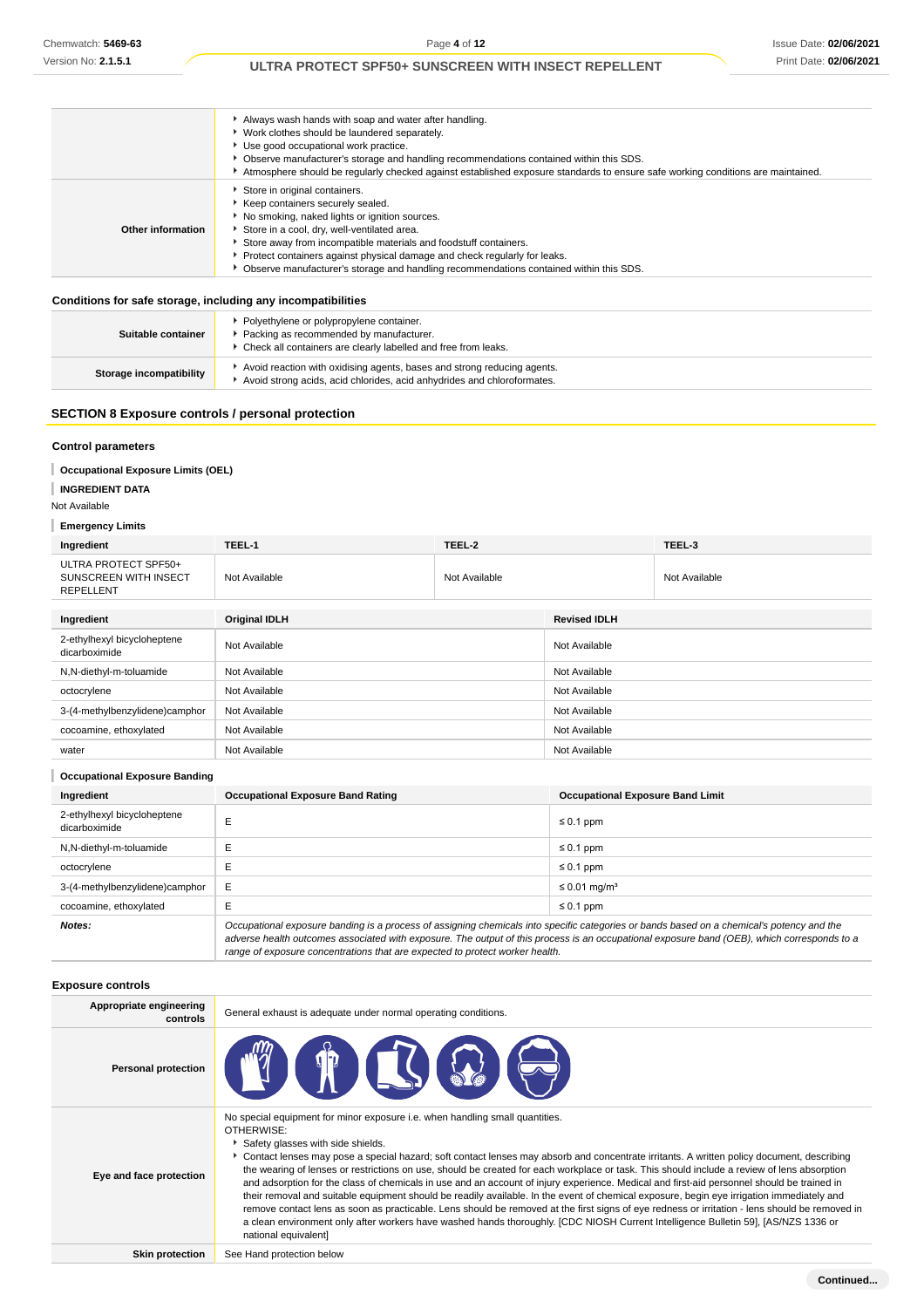| | |
|---|---|
| | Always wash hands with soap and water after handling.<br>Work clothes should be laundered separately.<br>Use good occupational work practice.<br>Observe manufacturer's storage and handling recommendations contained within this SDS.<br>Atmosphere should be regularly checked against established exposure standards to ensure safe working conditions are maintained. |
| **Other information** | Store in original containers.<br>Keep containers securely sealed.<br>No smoking, naked lights or ignition sources.<br>Store in a cool, dry, well-ventilated area.<br>Store away from incompatible materials and foodstuff containers.<br>Protect containers against physical damage and check regularly for leaks.<br>Observe manufacturer's storage and handling recommendations contained within this SDS. |

### Conditions for safe storage, including any incompatibilities

| | |
|---|---|
| **Suitable container** | Polyethylene or polypropylene container.<br>Packing as recommended by manufacturer.<br>Check all containers are clearly labelled and free from leaks. |
| **Storage incompatibility** | Avoid reaction with oxidising agents, bases and strong reducing agents.<br>Avoid strong acids, acid chlorides, acid anhydrides and chloroformates. |

## SECTION 8 Exposure controls / personal protection

### Control parameters

**Occupational Exposure Limits (OEL)**

**INGREDIENT DATA**

Not Available

**Emergency Limits**

| Ingredient | TEEL-1 | TEEL-2 | TEEL-3 |
|---|---|---|---|
| ULTRA PROTECT SPF50+ SUNSCREEN WITH INSECT REPELLENT | Not Available | Not Available | Not Available |

| Ingredient | Original IDLH | Revised IDLH |
|---|---|---|
| 2-ethylhexyl bicycloheptene dicarboximide | Not Available | Not Available |
| N,N-diethyl-m-toluamide | Not Available | Not Available |
| octocrylene | Not Available | Not Available |
| 3-(4-methylbenzylidene)camphor | Not Available | Not Available |
| cocoamine, ethoxylated | Not Available | Not Available |
| water | Not Available | Not Available |

**Occupational Exposure Banding**

| Ingredient | Occupational Exposure Band Rating | Occupational Exposure Band Limit |
|---|---|---|
| 2-ethylhexyl bicycloheptene dicarboximide | E | ≤ 0.1 ppm |
| N,N-diethyl-m-toluamide | E | ≤ 0.1 ppm |
| octocrylene | E | ≤ 0.1 ppm |
| 3-(4-methylbenzylidene)camphor | E | ≤ 0.01 mg/m³ |
| cocoamine, ethoxylated | E | ≤ 0.1 ppm |
| ***Notes:*** | *Occupational exposure banding is a process of assigning chemicals into specific categories or bands based on a chemical's potency and the adverse health outcomes associated with exposure. The output of this process is an occupational exposure band (OEB), which corresponds to a range of exposure concentrations that are expected to protect worker health.* | |

### Exposure controls

| | |
|---|---|
| **Appropriate engineering controls** | General exhaust is adequate under normal operating conditions. |
| **Personal protection** | |
| **Eye and face protection** | No special equipment for minor exposure i.e. when handling small quantities.<br>OTHERWISE:<br>Safety glasses with side shields.<br>Contact lenses may pose a special hazard; soft contact lenses may absorb and concentrate irritants. A written policy document, describing the wearing of lenses or restrictions on use, should be created for each workplace or task. This should include a review of lens absorption and adsorption for the class of chemicals in use and an account of injury experience. Medical and first-aid personnel should be trained in their removal and suitable equipment should be readily available. In the event of chemical exposure, begin eye irrigation immediately and remove contact lens as soon as practicable. Lens should be removed at the first signs of eye redness or irritation - lens should be removed in a clean environment only after workers have washed hands thoroughly. [CDC NIOSH Current Intelligence Bulletin 59], [AS/NZS 1336 or national equivalent] |
| **Skin protection** | See Hand protection below |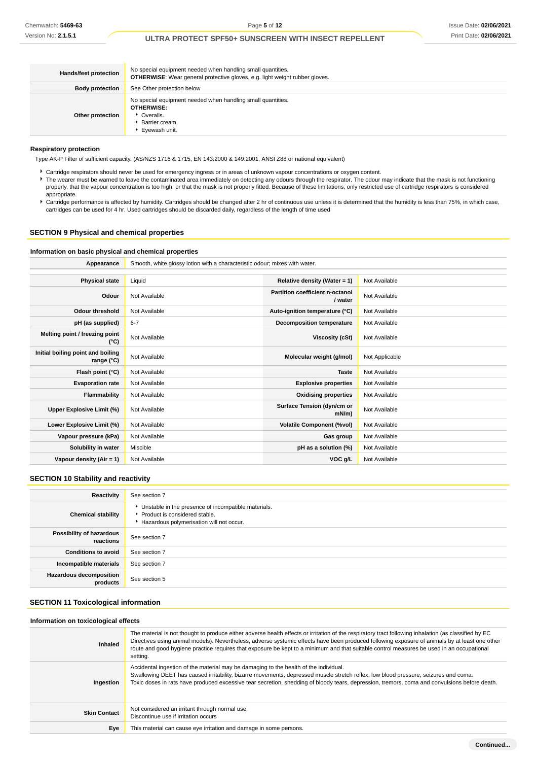| | |
|---|---|
| **Hands/feet protection** | No special equipment needed when handling small quantities.<br>**OTHERWISE**: Wear general protective gloves, e.g. light weight rubber gloves. |
| **Body protection** | See Other protection below |
| **Other protection** | No special equipment needed when handling small quantities.<br>**OTHERWISE:**<br>▸ Overalls.<br>▸ Barrier cream.<br>▸ Eyewash unit. |

#### Respiratory protection

Type AK-P Filter of sufficient capacity. (AS/NZS 1716 & 1715, EN 143:2000 & 149:2001, ANSI Z88 or national equivalent)

- Cartridge respirators should never be used for emergency ingress or in areas of unknown vapour concentrations or oxygen content.
- The wearer must be warned to leave the contaminated area immediately on detecting any odours through the respirator. The odour may indicate that the mask is not functioning properly, that the vapour concentration is too high, or that the mask is not properly fitted. Because of these limitations, only restricted use of cartridge respirators is considered appropriate.
- Cartridge performance is affected by humidity. Cartridges should be changed after 2 hr of continuous use unless it is determined that the humidity is less than 75%, in which case, cartridges can be used for 4 hr. Used cartridges should be discarded daily, regardless of the length of time used

## SECTION 9 Physical and chemical properties

### Information on basic physical and chemical properties

| | | | |
|---|---|---|---|
| **Appearance** | Smooth, white glossy lotion with a characteristic odour; mixes with water. | | |
| **Physical state** | Liquid | **Relative density (Water = 1)** | Not Available |
| **Odour** | Not Available | **Partition coefficient n-octanol / water** | Not Available |
| **Odour threshold** | Not Available | **Auto-ignition temperature (°C)** | Not Available |
| **pH (as supplied)** | 6-7 | **Decomposition temperature** | Not Available |
| **Melting point / freezing point (°C)** | Not Available | **Viscosity (cSt)** | Not Available |
| **Initial boiling point and boiling range (°C)** | Not Available | **Molecular weight (g/mol)** | Not Applicable |
| **Flash point (°C)** | Not Available | **Taste** | Not Available |
| **Evaporation rate** | Not Available | **Explosive properties** | Not Available |
| **Flammability** | Not Available | **Oxidising properties** | Not Available |
| **Upper Explosive Limit (%)** | Not Available | **Surface Tension (dyn/cm or mN/m)** | Not Available |
| **Lower Explosive Limit (%)** | Not Available | **Volatile Component (%vol)** | Not Available |
| **Vapour pressure (kPa)** | Not Available | **Gas group** | Not Available |
| **Solubility in water** | Miscible | **pH as a solution (%)** | Not Available |
| **Vapour density (Air = 1)** | Not Available | **VOC g/L** | Not Available |

## SECTION 10 Stability and reactivity

| | |
|---|---|
| **Reactivity** | See section 7 |
| **Chemical stability** | ▸ Unstable in the presence of incompatible materials.<br>▸ Product is considered stable.<br>▸ Hazardous polymerisation will not occur. |
| **Possibility of hazardous reactions** | See section 7 |
| **Conditions to avoid** | See section 7 |
| **Incompatible materials** | See section 7 |
| **Hazardous decomposition products** | See section 5 |

## SECTION 11 Toxicological information

### Information on toxicological effects

| | |
|---|---|
| **Inhaled** | The material is not thought to produce either adverse health effects or irritation of the respiratory tract following inhalation (as classified by EC Directives using animal models). Nevertheless, adverse systemic effects have been produced following exposure of animals by at least one other route and good hygiene practice requires that exposure be kept to a minimum and that suitable control measures be used in an occupational setting. |
| **Ingestion** | Accidental ingestion of the material may be damaging to the health of the individual.<br>Swallowing DEET has caused irritability, bizarre movements, depressed muscle stretch reflex, low blood pressure, seizures and coma.<br>Toxic doses in rats have produced excessive tear secretion, shedding of bloody tears, depression, tremors, coma and convulsions before death. |
| **Skin Contact** | Not considered an irritant through normal use.<br>Discontinue use if irritation occurs |
| **Eye** | This material can cause eye irritation and damage in some persons. |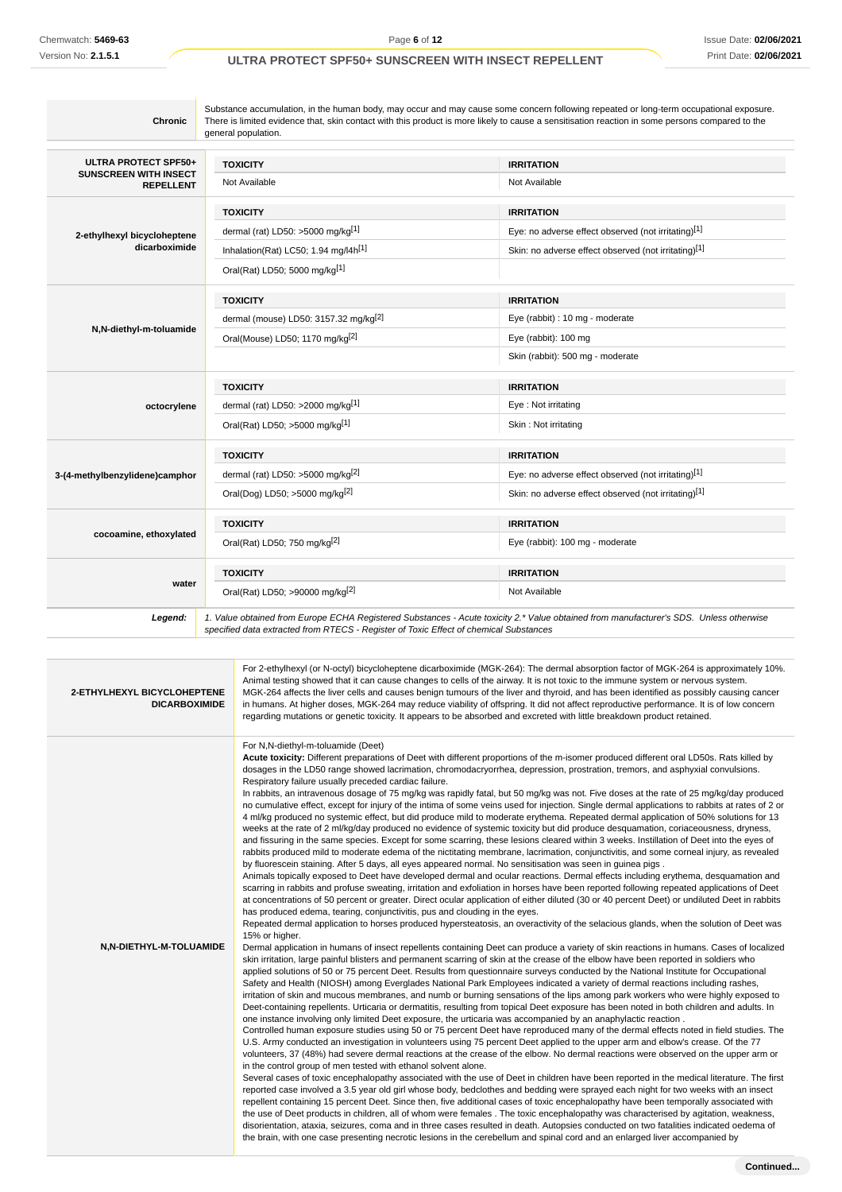| | |
|---|---|
| **Chronic** | Substance accumulation, in the human body, may occur and may cause some concern following repeated or long-term occupational exposure. There is limited evidence that, skin contact with this product is more likely to cause a sensitisation reaction in some persons compared to the general population. |

| | TOXICITY | IRRITATION |
|---|---|---|
| **ULTRA PROTECT SPF50+ SUNSCREEN WITH INSECT REPELLENT** | Not Available | Not Available |
| | **TOXICITY** | **IRRITATION** |
| **2-ethylhexyl bicycloheptene dicarboximide** | dermal (rat) LD50: >5000 mg/kg[1] | Eye: no adverse effect observed (not irritating)[1] |
| | Inhalation(Rat) LC50; 1.94 mg/l4h[1] | Skin: no adverse effect observed (not irritating)[1] |
| | Oral(Rat) LD50; 5000 mg/kg[1] | |
| | **TOXICITY** | **IRRITATION** |
| **N,N-diethyl-m-toluamide** | dermal (mouse) LD50: 3157.32 mg/kg[2] | Eye (rabbit) : 10 mg - moderate |
| | Oral(Mouse) LD50; 1170 mg/kg[2] | Eye (rabbit): 100 mg |
| | | Skin (rabbit): 500 mg - moderate |
| | **TOXICITY** | **IRRITATION** |
| **octocrylene** | dermal (rat) LD50: >2000 mg/kg[1] | Eye : Not irritating |
| | Oral(Rat) LD50; >5000 mg/kg[1] | Skin : Not irritating |
| | **TOXICITY** | **IRRITATION** |
| **3-(4-methylbenzylidene)camphor** | dermal (rat) LD50: >5000 mg/kg[2] | Eye: no adverse effect observed (not irritating)[1] |
| | Oral(Dog) LD50; >5000 mg/kg[2] | Skin: no adverse effect observed (not irritating)[1] |
| | **TOXICITY** | **IRRITATION** |
| **cocoamine, ethoxylated** | Oral(Rat) LD50; 750 mg/kg[2] | Eye (rabbit): 100 mg - moderate |
| | **TOXICITY** | **IRRITATION** |
| **water** | Oral(Rat) LD50; >90000 mg/kg[2] | Not Available |

***Legend:*** *1. Value obtained from Europe ECHA Registered Substances - Acute toxicity 2.\* Value obtained from manufacturer's SDS. Unless otherwise specified data extracted from RTECS - Register of Toxic Effect of chemical Substances*

| | |
|---|---|
| **2-ETHYLHEXYL BICYCLOHEPTENE DICARBOXIMIDE** | For 2-ethylhexyl (or N-octyl) bicycloheptene dicarboximide (MGK-264): The dermal absorption factor of MGK-264 is approximately 10%. Animal testing showed that it can cause changes to cells of the airway. It is not toxic to the immune system or nervous system. MGK-264 affects the liver cells and causes benign tumours of the liver and thyroid, and has been identified as possibly causing cancer in humans. At higher doses, MGK-264 may reduce viability of offspring. It did not affect reproductive performance. It is of low concern regarding mutations or genetic toxicity. It appears to be absorbed and excreted with little breakdown product retained. |
| **N,N-DIETHYL-M-TOLUAMIDE** | For N,N-diethyl-m-toluamide (Deet)<br>**Acute toxicity:** Different preparations of Deet with different proportions of the m-isomer produced different oral LD50s. Rats killed by dosages in the LD50 range showed lacrimation, chromodacryorrhea, depression, prostration, tremors, and asphyxial convulsions. Respiratory failure usually preceded cardiac failure.<br>In rabbits, an intravenous dosage of 75 mg/kg was rapidly fatal, but 50 mg/kg was not. Five doses at the rate of 25 mg/kg/day produced no cumulative effect, except for injury of the intima of some veins used for injection. Single dermal applications to rabbits at rates of 2 or 4 ml/kg produced no systemic effect, but did produce mild to moderate erythema. Repeated dermal application of 50% solutions for 13 weeks at the rate of 2 ml/kg/day produced no evidence of systemic toxicity but did produce desquamation, coriaceousness, dryness, and fissuring in the same species. Except for some scarring, these lesions cleared within 3 weeks. Instillation of Deet into the eyes of rabbits produced mild to moderate edema of the nictitating membrane, lacrimation, conjunctivitis, and some corneal injury, as revealed by fluorescein staining. After 5 days, all eyes appeared normal. No sensitisation was seen in guinea pigs .<br>Animals topically exposed to Deet have developed dermal and ocular reactions. Dermal effects including erythema, desquamation and scarring in rabbits and profuse sweating, irritation and exfoliation in horses have been reported following repeated applications of Deet at concentrations of 50 percent or greater. Direct ocular application of either diluted (30 or 40 percent Deet) or undiluted Deet in rabbits has produced edema, tearing, conjunctivitis, pus and clouding in the eyes.<br>Repeated dermal application to horses produced hypersteatosis, an overactivity of the selacious glands, when the solution of Deet was 15% or higher.<br>Dermal application in humans of insect repellents containing Deet can produce a variety of skin reactions in humans. Cases of localized skin irritation, large painful blisters and permanent scarring of skin at the crease of the elbow have been reported in soldiers who applied solutions of 50 or 75 percent Deet. Results from questionnaire surveys conducted by the National Institute for Occupational Safety and Health (NIOSH) among Everglades National Park Employees indicated a variety of dermal reactions including rashes, irritation of skin and mucous membranes, and numb or burning sensations of the lips among park workers who were highly exposed to Deet-containing repellents. Urticaria or dermatitis, resulting from topical Deet exposure has been noted in both children and adults. In one instance involving only limited Deet exposure, the urticaria was accompanied by an anaphylactic reaction .<br>Controlled human exposure studies using 50 or 75 percent Deet have reproduced many of the dermal effects noted in field studies. The U.S. Army conducted an investigation in volunteers using 75 percent Deet applied to the upper arm and elbow's crease. Of the 77 volunteers, 37 (48%) had severe dermal reactions at the crease of the elbow. No dermal reactions were observed on the upper arm or in the control group of men tested with ethanol solvent alone.<br>Several cases of toxic encephalopathy associated with the use of Deet in children have been reported in the medical literature. The first reported case involved a 3.5 year old girl whose body, bedclothes and bedding were sprayed each night for two weeks with an insect repellent containing 15 percent Deet. Since then, five additional cases of toxic encephalopathy have been temporally associated with the use of Deet products in children, all of whom were females . The toxic encephalopathy was characterised by agitation, weakness, disorientation, ataxia, seizures, coma and in three cases resulted in death. Autopsies conducted on two fatalities indicated oedema of the brain, with one case presenting necrotic lesions in the cerebellum and spinal cord and an enlarged liver accompanied by |

**Continued...**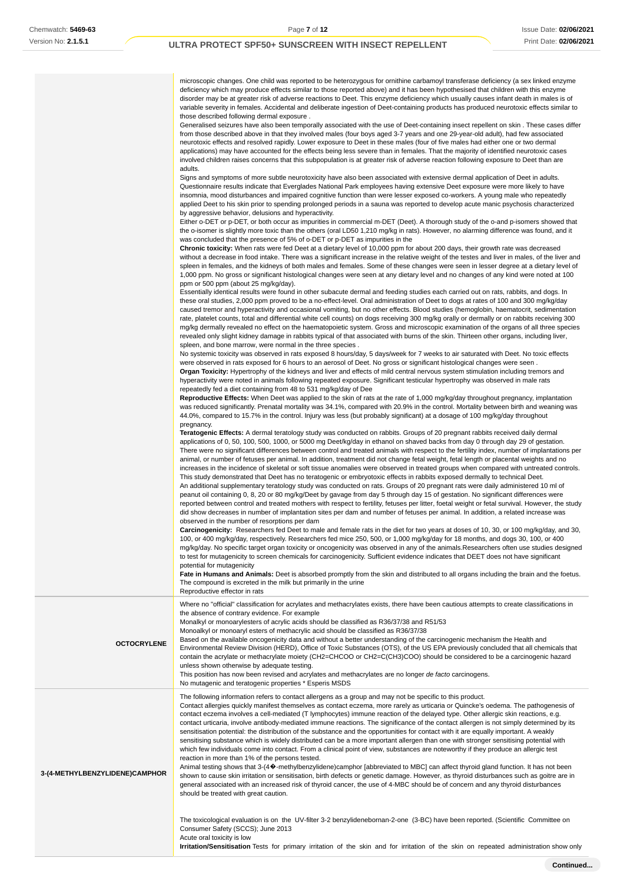| | |
|---|---|
| | microscopic changes. One child was reported to be heterozygous for ornithine carbamoyl transferase deficiency (a sex linked enzyme deficiency which may produce effects similar to those reported above) and it has been hypothesised that children with this enzyme disorder may be at greater risk of adverse reactions to Deet. This enzyme deficiency which usually causes infant death in males is of variable severity in females. Accidental and deliberate ingestion of Deet-containing products has produced neurotoxic effects similar to those described following dermal exposure .<br>Generalised seizures have also been temporally associated with the use of Deet-containing insect repellent on skin . These cases differ from those described above in that they involved males (four boys aged 3-7 years and one 29-year-old adult), had few associated neurotoxic effects and resolved rapidly. Lower exposure to Deet in these males (four of five males had either one or two dermal applications) may have accounted for the effects being less severe than in females. That the majority of identified neurotoxic cases involved children raises concerns that this subpopulation is at greater risk of adverse reaction following exposure to Deet than are adults.<br>Signs and symptoms of more subtle neurotoxicity have also been associated with extensive dermal application of Deet in adults. Questionnaire results indicate that Everglades National Park employees having extensive Deet exposure were more likely to have insomnia, mood disturbances and impaired cognitive function than were lesser exposed co-workers. A young male who repeatedly applied Deet to his skin prior to spending prolonged periods in a sauna was reported to develop acute manic psychosis characterized by aggressive behavior, delusions and hyperactivity.<br>Either o-DET or p-DET, or both occur as impurities in commercial m-DET (Deet). A thorough study of the o-and p-isomers showed that the o-isomer is slightly more toxic than the others (oral LD50 1,210 mg/kg in rats). However, no alarming difference was found, and it was concluded that the presence of 5% of o-DET or p-DET as impurities in the<br>**Chronic toxicity:** When rats were fed Deet at a dietary level of 10,000 ppm for about 200 days, their growth rate was decreased without a decrease in food intake. There was a significant increase in the relative weight of the testes and liver in males, of the liver and spleen in females, and the kidneys of both males and females. Some of these changes were seen in lesser degree at a dietary level of 1,000 ppm. No gross or significant histological changes were seen at any dietary level and no changes of any kind were noted at 100 ppm or 500 ppm (about 25 mg/kg/day).<br>Essentially identical results were found in other subacute dermal and feeding studies each carried out on rats, rabbits, and dogs. In these oral studies, 2,000 ppm proved to be a no-effect-level. Oral administration of Deet to dogs at rates of 100 and 300 mg/kg/day caused tremor and hyperactivity and occasional vomiting, but no other effects. Blood studies (hemoglobin, haematocrit, sedimentation rate, platelet counts, total and differential white cell counts) on dogs receiving 300 mg/kg orally or dermally or on rabbits receiving 300 mg/kg dermally revealed no effect on the haematopoietic system. Gross and microscopic examination of the organs of all three species revealed only slight kidney damage in rabbits typical of that associated with burns of the skin. Thirteen other organs, including liver, spleen, and bone marrow, were normal in the three species .<br>No systemic toxicity was observed in rats exposed 8 hours/day, 5 days/week for 7 weeks to air saturated with Deet. No toxic effects were observed in rats exposed for 6 hours to an aerosol of Deet. No gross or significant histological changes were seen .<br>**Organ Toxicity:** Hypertrophy of the kidneys and liver and effects of mild central nervous system stimulation including tremors and hyperactivity were noted in animals following repeated exposure. Significant testicular hypertrophy was observed in male rats repeatedly fed a diet containing from 48 to 531 mg/kg/day of Dee<br>**Reproductive Effects:** When Deet was applied to the skin of rats at the rate of 1,000 mg/kg/day throughout pregnancy, implantation was reduced significantly. Prenatal mortality was 34.1%, compared with 20.9% in the control. Mortality between birth and weaning was 44.0%, compared to 15.7% in the control. Injury was less (but probably significant) at a dosage of 100 mg/kg/day throughout pregnancy.<br>**Teratogenic Effects:** A dermal teratology study was conducted on rabbits. Groups of 20 pregnant rabbits received daily dermal applications of 0, 50, 100, 500, 1000, or 5000 mg Deet/kg/day in ethanol on shaved backs from day 0 through day 29 of gestation. There were no significant differences between control and treated animals with respect to the fertility index, number of implantations per animal, or number of fetuses per animal. In addition, treatment did not change fetal weight, fetal length or placental weights and no increases in the incidence of skeletal or soft tissue anomalies were observed in treated groups when compared with untreated controls. This study demonstrated that Deet has no teratogenic or embryotoxic effects in rabbits exposed dermally to technical Deet.<br>An additional supplementary teratology study was conducted on rats. Groups of 20 pregnant rats were daily administered 10 ml of peanut oil containing 0, 8, 20 or 80 mg/kg/Deet by gavage from day 5 through day 15 of gestation. No significant differences were reported between control and treated mothers with respect to fertility, fetuses per litter, foetal weight or fetal survival. However, the study did show decreases in number of implantation sites per dam and number of fetuses per animal. In addition, a related increase was observed in the number of resorptions per dam<br>**Carcinogenicity:** Researchers fed Deet to male and female rats in the diet for two years at doses of 10, 30, or 100 mg/kg/day, and 30, 100, or 400 mg/kg/day, respectively. Researchers fed mice 250, 500, or 1,000 mg/kg/day for 18 months, and dogs 30, 100, or 400 mg/kg/day. No specific target organ toxicity or oncogenicity was observed in any of the animals.Researchers often use studies designed to test for mutagenicity to screen chemicals for carcinogenicity. Sufficient evidence indicates that DEET does not have significant potential for mutagenicity<br>**Fate in Humans and Animals:** Deet is absorbed promptly from the skin and distributed to all organs including the brain and the foetus. The compound is excreted in the milk but primarily in the urine<br>Reproductive effector in rats |
| **OCTOCRYLENE** | Where no "official" classification for acrylates and methacrylates exists, there have been cautious attempts to create classifications in the absence of contrary evidence. For example<br>Monalkyl or monoarylesters of acrylic acids should be classified as R36/37/38 and R51/53<br>Monoalkyl or monoaryl esters of methacrylic acid should be classified as R36/37/38<br>Based on the available oncogenicity data and without a better understanding of the carcinogenic mechanism the Health and Environmental Review Division (HERD), Office of Toxic Substances (OTS), of the US EPA previously concluded that all chemicals that contain the acrylate or methacrylate moiety (CH2=CHCOO or CH2=C(CH3)COO) should be considered to be a carcinogenic hazard unless shown otherwise by adequate testing.<br>This position has now been revised and acrylates and methacrylates are no longer *de facto* carcinogens.<br>No mutagenic and teratogenic properties * Esperis MSDS |
| **3-(4-METHYLBENZYLIDENE)CAMPHOR** | The following information refers to contact allergens as a group and may not be specific to this product.<br>Contact allergies quickly manifest themselves as contact eczema, more rarely as urticaria or Quincke's oedema. The pathogenesis of contact eczema involves a cell-mediated (T lymphocytes) immune reaction of the delayed type. Other allergic skin reactions, e.g. contact urticaria, involve antibody-mediated immune reactions. The significance of the contact allergen is not simply determined by its sensitisation potential: the distribution of the substance and the opportunities for contact with it are equally important. A weakly sensitising substance which is widely distributed can be a more important allergen than one with stronger sensitising potential with which few individuals come into contact. From a clinical point of view, substances are noteworthy if they produce an allergic test reaction in more than 1% of the persons tested.<br>Animal testing shows that 3-(4�-methylbenzylidene)camphor [abbreviated to MBC] can affect thyroid gland function. It has not been shown to cause skin irritation or sensitisation, birth defects or genetic damage. However, as thyroid disturbances such as goitre are in general associated with an increased risk of thyroid cancer, the use of 4-MBC should be of concern and any thyroid disturbances should be treated with great caution.<br><br>The toxicological evaluation is on the UV-filter 3-2 benzylidenebornan-2-one (3-BC) have been reported. (Scientific Committee on Consumer Safety (SCCS); June 2013<br>Acute oral toxicity is low<br>**Irritation/Sensitisation** Tests for primary irritation of the skin and for irritation of the skin on repeated administration show only |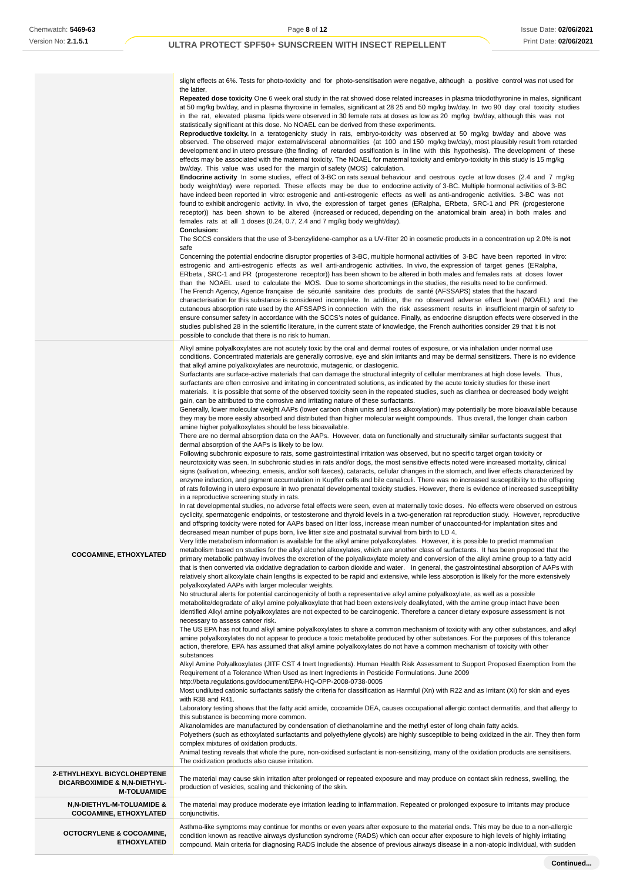| | |
|---|---|
| | slight effects at 6%. Tests for photo-toxicity and for photo-sensitisation were negative, although a positive control was not used for the latter,<br>**Repeated dose toxicity** One 6 week oral study in the rat showed dose related increases in plasma triiodothyronine in males, significant at 50 mg/kg bw/day, and in plasma thyroxine in females, significant at 28 25 and 50 mg/kg bw/day. In two 90 day oral toxicity studies in the rat, elevated plasma lipids were observed in 30 female rats at doses as low as 20 mg/kg bw/day, although this was not statistically significant at this dose. No NOAEL can be derived from these experiments.<br>**Reproductive toxicity.** In a teratogenicity study in rats, embryo-toxicity was observed at 50 mg/kg bw/day and above was observed. The observed major external/visceral abnormalities (at 100 and 150 mg/kg bw/day), most plausibly result from retarded development and in utero pressure (the finding of retarded ossification is in line with this hypothesis). The development of these effects may be associated with the maternal toxicity. The NOAEL for maternal toxicity and embryo-toxicity in this study is 15 mg/kg bw/day. This value was used for the margin of safety (MOS) calculation.<br>**Endocrine activity** In some studies, effect of 3-BC on rats sexual behaviour and oestrous cycle at low doses (2.4 and 7 mg/kg body weight/day) were reported. These effects may be due to endocrine activity of 3-BC. Multiple hormonal activities of 3-BC have indeed been reported in vitro: estrogenic and anti-estrogenic effects as well as anti-androgenic activities. 3-BC was not found to exhibit androgenic activity. In vivo, the expression of target genes (ERalpha, ERbeta, SRC-1 and PR (progesterone receptor)) has been shown to be altered (increased or reduced, depending on the anatomical brain area) in both males and females rats at all 1 doses (0.24, 0.7, 2.4 and 7 mg/kg body weight/day).<br>**Conclusion:**<br>The SCCS considers that the use of 3-benzylidene-camphor as a UV-filter 20 in cosmetic products in a concentration up 2.0% is **not** safe<br>Concerning the potential endocrine disruptor properties of 3-BC, multiple hormonal activities of 3-BC have been reported in vitro: estrogenic and anti-estrogenic effects as well anti-androgenic activities. In vivo, the expression of target genes (ERalpha, ERbeta , SRC-1 and PR (progesterone receptor)) has been shown to be altered in both males and females rats at doses lower than the NOAEL used to calculate the MOS. Due to some shortcomings in the studies, the results need to be confirmed.<br>The French Agency, Agence française de sécurité sanitaire des produits de santé (AFSSAPS) states that the hazard characterisation for this substance is considered incomplete. In addition, the no observed adverse effect level (NOAEL) and the cutaneous absorption rate used by the AFSSAPS in connection with the risk assessment results in insufficient margin of safety to ensure consumer safety in accordance with the SCCS's notes of guidance. Finally, as endocrine disruption effects were observed in the studies published 28 in the scientific literature, in the current state of knowledge, the French authorities consider 29 that it is not possible to conclude that there is no risk to human. |
| **COCOAMINE, ETHOXYLATED** | Alkyl amine polyalkoxylates are not acutely toxic by the oral and dermal routes of exposure, or via inhalation under normal use conditions. Concentrated materials are generally corrosive, eye and skin irritants and may be dermal sensitizers. There is no evidence that alkyl amine polyalkoxylates are neurotoxic, mutagenic, or clastogenic.<br>Surfactants are surface-active materials that can damage the structural integrity of cellular membranes at high dose levels. Thus, surfactants are often corrosive and irritating in concentrated solutions, as indicated by the acute toxicity studies for these inert materials. It is possible that some of the observed toxicity seen in the repeated studies, such as diarrhea or decreased body weight gain, can be attributed to the corrosive and irritating nature of these surfactants.<br>Generally, lower molecular weight AAPs (lower carbon chain units and less alkoxylation) may potentially be more bioavailable because they may be more easily absorbed and distributed than higher molecular weight compounds. Thus overall, the longer chain carbon amine higher polyalkoxylates should be less bioavailable.<br>There are no dermal absorption data on the AAPs. However, data on functionally and structurally similar surfactants suggest that dermal absorption of the AAPs is likely to be low.<br>Following subchronic exposure to rats, some gastrointestinal irritation was observed, but no specific target organ toxicity or neurotoxicity was seen. In subchronic studies in rats and/or dogs, the most sensitive effects noted were increased mortality, clinical signs (salivation, wheezing, emesis, and/or soft faeces), cataracts, cellular changes in the stomach, and liver effects characterized by enzyme induction, and pigment accumulation in Kupffer cells and bile canaliculi. There was no increased susceptibility to the offspring of rats following in utero exposure in two prenatal developmental toxicity studies. However, there is evidence of increased susceptibility in a reproductive screening study in rats.<br>In rat developmental studies, no adverse fetal effects were seen, even at maternally toxic doses. No effects were observed on estrous cyclicity, spermatogenic endpoints, or testosterone and thyroid levels in a two-generation rat reproduction study. However, reproductive and offspring toxicity were noted for AAPs based on litter loss, increase mean number of unaccounted-for implantation sites and decreased mean number of pups born, live litter size and postnatal survival from birth to LD 4.<br>Very little metabolism information is available for the alkyl amine polyalkoxylates. However, it is possible to predict mammalian metabolism based on studies for the alkyl alcohol alkoxylates, which are another class of surfactants. It has been proposed that the primary metabolic pathway involves the excretion of the polyalkoxylate moiety and conversion of the alkyl amine group to a fatty acid that is then converted via oxidative degradation to carbon dioxide and water. In general, the gastrointestinal absorption of AAPs with relatively short alkoxylate chain lengths is expected to be rapid and extensive, while less absorption is likely for the more extensively polyalkoxylated AAPs with larger molecular weights.<br>No structural alerts for potential carcinogenicity of both a representative alkyl amine polyalkoxylate, as well as a possible metabolite/degradate of alkyl amine polyalkoxylate that had been extensively dealkylated, with the amine group intact have been identified Alkyl amine polyalkoxylates are not expected to be carcinogenic. Therefore a cancer dietary exposure assessment is not necessary to assess cancer risk.<br>The US EPA has not found alkyl amine polyalkoxylates to share a common mechanism of toxicity with any other substances, and alkyl amine polyalkoxylates do not appear to produce a toxic metabolite produced by other substances. For the purposes of this tolerance action, therefore, EPA has assumed that alkyl amine polyalkoxylates do not have a common mechanism of toxicity with other substances<br>Alkyl Amine Polyalkoxylates (JITF CST 4 Inert Ingredients). Human Health Risk Assessment to Support Proposed Exemption from the Requirement of a Tolerance When Used as Inert Ingredients in Pesticide Formulations. June 2009<br>http://beta.regulations.gov/document/EPA-HQ-OPP-2008-0738-0005<br>Most undiluted cationic surfactants satisfy the criteria for classification as Harmful (Xn) with R22 and as Irritant (Xi) for skin and eyes with R38 and R41.<br>Laboratory testing shows that the fatty acid amide, cocoamide DEA, causes occupational allergic contact dermatitis, and that allergy to this substance is becoming more common.<br>Alkanolamides are manufactured by condensation of diethanolamine and the methyl ester of long chain fatty acids.<br>Polyethers (such as ethoxylated surfactants and polyethylene glycols) are highly susceptible to being oxidized in the air. They then form complex mixtures of oxidation products.<br>Animal testing reveals that whole the pure, non-oxidised surfactant is non-sensitizing, many of the oxidation products are sensitisers. The oxidization products also cause irritation. |
| **2-ETHYLHEXYL BICYCLOHEPTENE DICARBOXIMIDE & N,N-DIETHYL-M-TOLUAMIDE** | The material may cause skin irritation after prolonged or repeated exposure and may produce on contact skin redness, swelling, the production of vesicles, scaling and thickening of the skin. |
| **N,N-DIETHYL-M-TOLUAMIDE & COCOAMINE, ETHOXYLATED** | The material may produce moderate eye irritation leading to inflammation. Repeated or prolonged exposure to irritants may produce conjunctivitis. |
| **OCTOCRYLENE & COCOAMINE, ETHOXYLATED** | Asthma-like symptoms may continue for months or even years after exposure to the material ends. This may be due to a non-allergic condition known as reactive airways dysfunction syndrome (RADS) which can occur after exposure to high levels of highly irritating compound. Main criteria for diagnosing RADS include the absence of previous airways disease in a non-atopic individual, with sudden |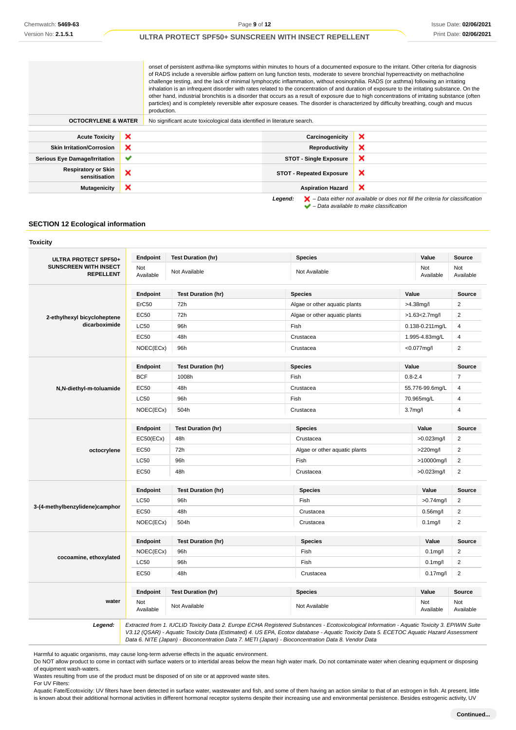| | |
|---|---|
| | onset of persistent asthma-like symptoms within minutes to hours of a documented exposure to the irritant. Other criteria for diagnosis of RADS include a reversible airflow pattern on lung function tests, moderate to severe bronchial hyperreactivity on methacholine challenge testing, and the lack of minimal lymphocytic inflammation, without eosinophilia. RADS (or asthma) following an irritating inhalation is an infrequent disorder with rates related to the concentration of and duration of exposure to the irritating substance. On the other hand, industrial bronchitis is a disorder that occurs as a result of exposure due to high concentrations of irritating substance (often particles) and is completely reversible after exposure ceases. The disorder is characterized by difficulty breathing, cough and mucus production. |
| **OCTOCRYLENE & WATER** | No significant acute toxicological data identified in literature search. |

| | | | |
|---|---|---|---|
| **Acute Toxicity** | ❌ | **Carcinogenicity** | ❌ |
| **Skin Irritation/Corrosion** | ❌ | **Reproductivity** | ❌ |
| **Serious Eye Damage/Irritation** | ✔ | **STOT - Single Exposure** | ❌ |
| **Respiratory or Skin sensitisation** | ❌ | **STOT - Repeated Exposure** | ❌ |
| **Mutagenicity** | ❌ | **Aspiration Hazard** | ❌ |

***Legend:*** ❌ *– Data either not available or does not fill the criteria for classification*
✔ *– Data available to make classification*

## SECTION 12 Ecological information

### Toxicity

**ULTRA PROTECT SPF50+ SUNSCREEN WITH INSECT REPELLENT**

| Endpoint | Test Duration (hr) | Species | Value | Source |
|---|---|---|---|---|
| Not Available | Not Available | Not Available | Not Available | Not Available |

**2-ethylhexyl bicycloheptene dicarboximide**

| Endpoint | Test Duration (hr) | Species | Value | Source |
|---|---|---|---|---|
| ErC50 | 72h | Algae or other aquatic plants | >4.38mg/l | 2 |
| EC50 | 72h | Algae or other aquatic plants | >1.63<2.7mg/l | 2 |
| LC50 | 96h | Fish | 0.138-0.211mg/L | 4 |
| EC50 | 48h | Crustacea | 1.995-4.83mg/L | 4 |
| NOEC(ECx) | 96h | Crustacea | <0.077mg/l | 2 |

**N,N-diethyl-m-toluamide**

| Endpoint | Test Duration (hr) | Species | Value | Source |
|---|---|---|---|---|
| BCF | 1008h | Fish | 0.8-2.4 | 7 |
| EC50 | 48h | Crustacea | 55.776-99.6mg/L | 4 |
| LC50 | 96h | Fish | 70.965mg/L | 4 |
| NOEC(ECx) | 504h | Crustacea | 3.7mg/l | 4 |

**octocrylene**

| Endpoint | Test Duration (hr) | Species | Value | Source |
|---|---|---|---|---|
| EC50(ECx) | 48h | Crustacea | >0.023mg/l | 2 |
| EC50 | 72h | Algae or other aquatic plants | >220mg/l | 2 |
| LC50 | 96h | Fish | >10000mg/l | 2 |
| EC50 | 48h | Crustacea | >0.023mg/l | 2 |

**3-(4-methylbenzylidene)camphor**

| Endpoint | Test Duration (hr) | Species | Value | Source |
|---|---|---|---|---|
| LC50 | 96h | Fish | >0.74mg/l | 2 |
| EC50 | 48h | Crustacea | 0.56mg/l | 2 |
| NOEC(ECx) | 504h | Crustacea | 0.1mg/l | 2 |

**cocoamine, ethoxylated**

| Endpoint | Test Duration (hr) | Species | Value | Source |
|---|---|---|---|---|
| NOEC(ECx) | 96h | Fish | 0.1mg/l | 2 |
| LC50 | 96h | Fish | 0.1mg/l | 2 |
| EC50 | 48h | Crustacea | 0.17mg/l | 2 |

**water**

| Endpoint | Test Duration (hr) | Species | Value | Source |
|---|---|---|---|---|
| Not Available | Not Available | Not Available | Not Available | Not Available |

***Legend:*** *Extracted from 1. IUCLID Toxicity Data 2. Europe ECHA Registered Substances - Ecotoxicological Information - Aquatic Toxicity 3. EPIWIN Suite V3.12 (QSAR) - Aquatic Toxicity Data (Estimated) 4. US EPA, Ecotox database - Aquatic Toxicity Data 5. ECETOC Aquatic Hazard Assessment Data 6. NITE (Japan) - Bioconcentration Data 7. METI (Japan) - Bioconcentration Data 8. Vendor Data*

Harmful to aquatic organisms, may cause long-term adverse effects in the aquatic environment.
Do NOT allow product to come in contact with surface waters or to intertidal areas below the mean high water mark. Do not contaminate water when cleaning equipment or disposing of equipment wash-waters.
Wastes resulting from use of the product must be disposed of on site or at approved waste sites.
For UV Filters:
Aquatic Fate/Ecotoxicity: UV filters have been detected in surface water, wastewater and fish, and some of them having an action similar to that of an estrogen in fish. At present, little is known about their additional hormonal activities in different hormonal receptor systems despite their increasing use and environmental persistence. Besides estrogenic activity, UV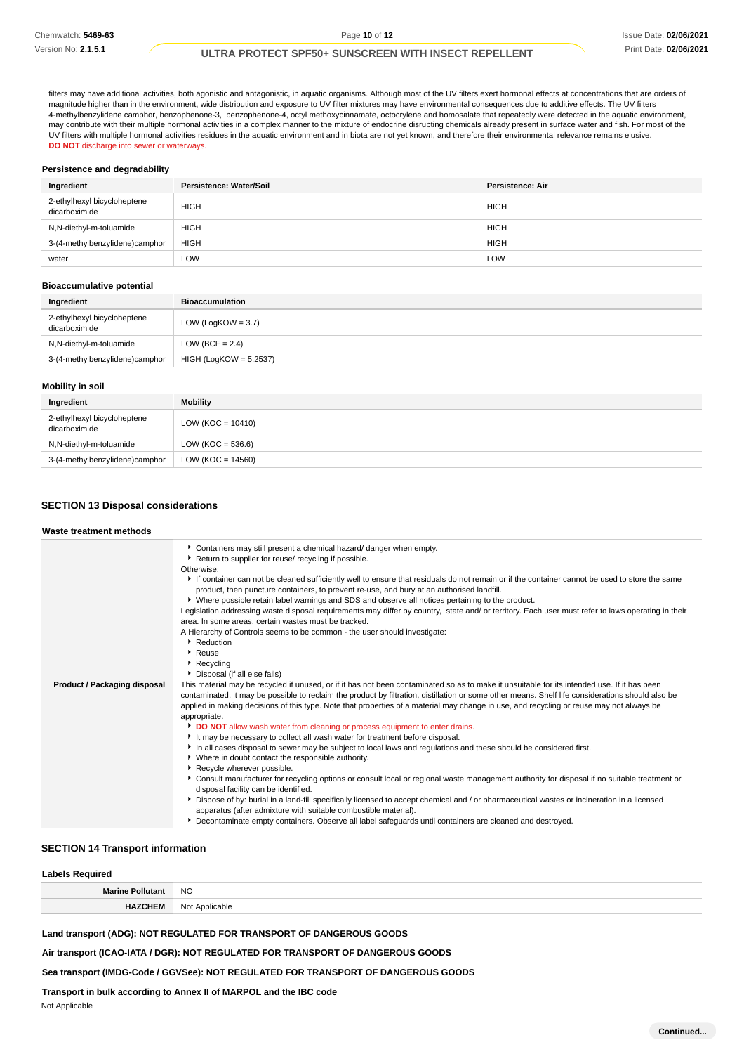filters may have additional activities, both agonistic and antagonistic, in aquatic organisms. Although most of the UV filters exert hormonal effects at concentrations that are orders of magnitude higher than in the environment, wide distribution and exposure to UV filter mixtures may have environmental consequences due to additive effects. The UV filters 4-methylbenzylidene camphor, benzophenone-3, benzophenone-4, octyl methoxycinnamate, octocrylene and homosalate that repeatedly were detected in the aquatic environment, may contribute with their multiple hormonal activities in a complex manner to the mixture of endocrine disrupting chemicals already present in surface water and fish. For most of the UV filters with multiple hormonal activities residues in the aquatic environment and in biota are not yet known, and therefore their environmental relevance remains elusive.
**DO NOT** discharge into sewer or waterways.

### Persistence and degradability

| Ingredient | Persistence: Water/Soil | Persistence: Air |
|---|---|---|
| 2-ethylhexyl bicycloheptene dicarboximide | HIGH | HIGH |
| N,N-diethyl-m-toluamide | HIGH | HIGH |
| 3-(4-methylbenzylidene)camphor | HIGH | HIGH |
| water | LOW | LOW |

### Bioaccumulative potential

| Ingredient | Bioaccumulation |
|---|---|
| 2-ethylhexyl bicycloheptene dicarboximide | LOW (LogKOW = 3.7) |
| N,N-diethyl-m-toluamide | LOW (BCF = 2.4) |
| 3-(4-methylbenzylidene)camphor | HIGH (LogKOW = 5.2537) |

### Mobility in soil

| Ingredient | Mobility |
|---|---|
| 2-ethylhexyl bicycloheptene dicarboximide | LOW (KOC = 10410) |
| N,N-diethyl-m-toluamide | LOW (KOC = 536.6) |
| 3-(4-methylbenzylidene)camphor | LOW (KOC = 14560) |

## SECTION 13 Disposal considerations

### Waste treatment methods

**Product / Packaging disposal**

- Containers may still present a chemical hazard/ danger when empty.
- Return to supplier for reuse/ recycling if possible.

Otherwise:

- If container can not be cleaned sufficiently well to ensure that residuals do not remain or if the container cannot be used to store the same product, then puncture containers, to prevent re-use, and bury at an authorised landfill.
- Where possible retain label warnings and SDS and observe all notices pertaining to the product.

Legislation addressing waste disposal requirements may differ by country, state and/ or territory. Each user must refer to laws operating in their area. In some areas, certain wastes must be tracked.

A Hierarchy of Controls seems to be common - the user should investigate:

- Reduction
- Reuse
- Recycling
- Disposal (if all else fails)

This material may be recycled if unused, or if it has not been contaminated so as to make it unsuitable for its intended use. If it has been contaminated, it may be possible to reclaim the product by filtration, distillation or some other means. Shelf life considerations should also be applied in making decisions of this type. Note that properties of a material may change in use, and recycling or reuse may not always be appropriate.

- **DO NOT** allow wash water from cleaning or process equipment to enter drains.
- It may be necessary to collect all wash water for treatment before disposal.
- In all cases disposal to sewer may be subject to local laws and regulations and these should be considered first.
- Where in doubt contact the responsible authority.
- Recycle wherever possible.
- Consult manufacturer for recycling options or consult local or regional waste management authority for disposal if no suitable treatment or disposal facility can be identified.
- Dispose of by: burial in a land-fill specifically licensed to accept chemical and / or pharmaceutical wastes or incineration in a licensed apparatus (after admixture with suitable combustible material).
- Decontaminate empty containers. Observe all label safeguards until containers are cleaned and destroyed.

## SECTION 14 Transport information

### Labels Required

| | |
|---|---|
| **Marine Pollutant** | NO |
| **HAZCHEM** | Not Applicable |

**Land transport (ADG): NOT REGULATED FOR TRANSPORT OF DANGEROUS GOODS**

**Air transport (ICAO-IATA / DGR): NOT REGULATED FOR TRANSPORT OF DANGEROUS GOODS**

**Sea transport (IMDG-Code / GGVSee): NOT REGULATED FOR TRANSPORT OF DANGEROUS GOODS**

**Transport in bulk according to Annex II of MARPOL and the IBC code**

Not Applicable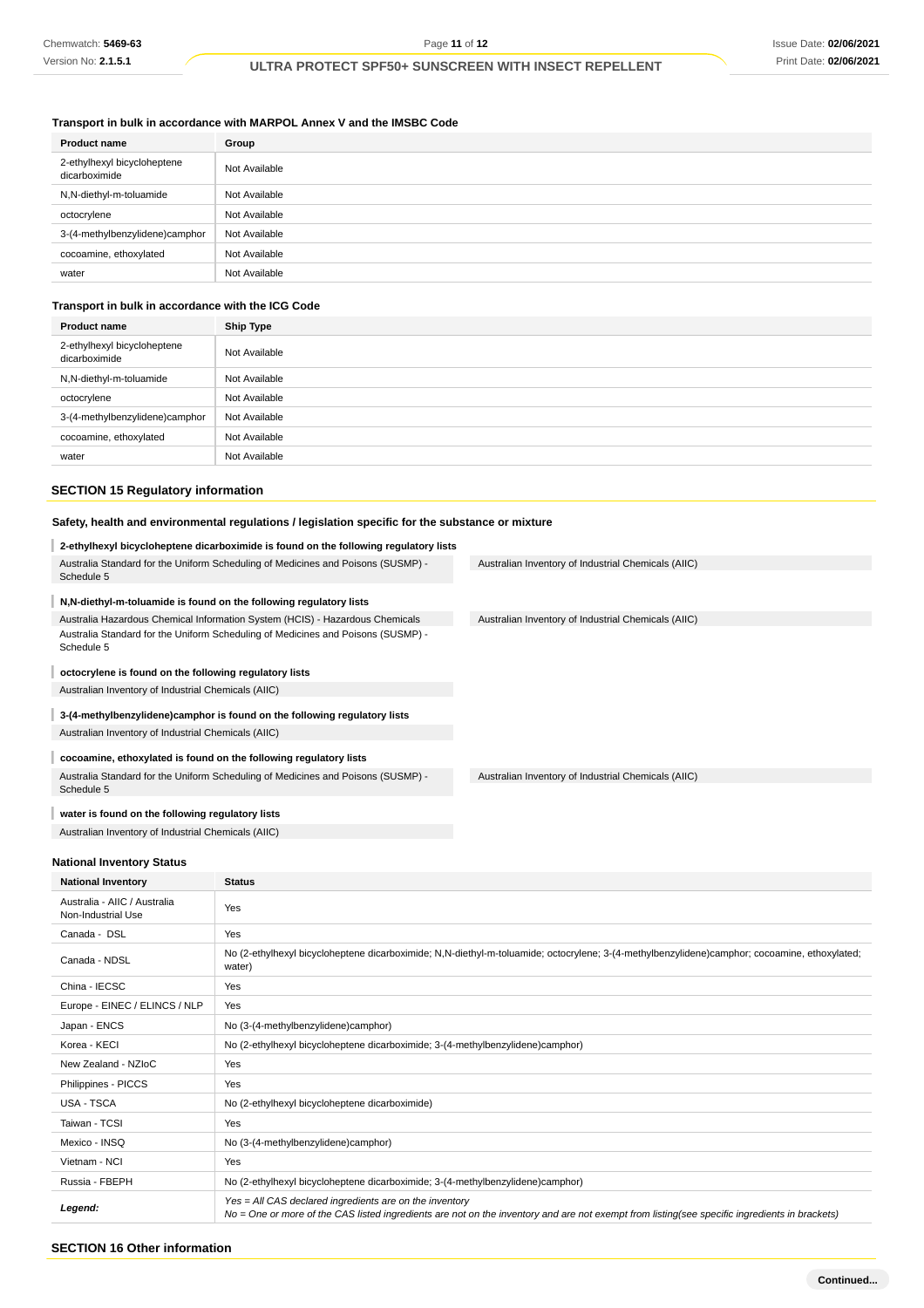### Transport in bulk in accordance with MARPOL Annex V and the IMSBC Code

| Product name | Group |
|---|---|
| 2-ethylhexyl bicycloheptene dicarboximide | Not Available |
| N,N-diethyl-m-toluamide | Not Available |
| octocrylene | Not Available |
| 3-(4-methylbenzylidene)camphor | Not Available |
| cocoamine, ethoxylated | Not Available |
| water | Not Available |

### Transport in bulk in accordance with the ICG Code

| Product name | Ship Type |
|---|---|
| 2-ethylhexyl bicycloheptene dicarboximide | Not Available |
| N,N-diethyl-m-toluamide | Not Available |
| octocrylene | Not Available |
| 3-(4-methylbenzylidene)camphor | Not Available |
| cocoamine, ethoxylated | Not Available |
| water | Not Available |

## SECTION 15 Regulatory information

### Safety, health and environmental regulations / legislation specific for the substance or mixture

**2-ethylhexyl bicycloheptene dicarboximide is found on the following regulatory lists**

Australia Standard for the Uniform Scheduling of Medicines and Poisons (SUSMP) - Schedule 5

Australian Inventory of Industrial Chemicals (AIIC)

**N,N-diethyl-m-toluamide is found on the following regulatory lists**

Australia Hazardous Chemical Information System (HCIS) - Hazardous Chemicals

Australia Standard for the Uniform Scheduling of Medicines and Poisons (SUSMP) - Schedule 5

Australian Inventory of Industrial Chemicals (AIIC)

**octocrylene is found on the following regulatory lists**

Australian Inventory of Industrial Chemicals (AIIC)

**3-(4-methylbenzylidene)camphor is found on the following regulatory lists**

Australian Inventory of Industrial Chemicals (AIIC)

**cocoamine, ethoxylated is found on the following regulatory lists**

Australia Standard for the Uniform Scheduling of Medicines and Poisons (SUSMP) - Schedule 5

Australian Inventory of Industrial Chemicals (AIIC)

**water is found on the following regulatory lists**

Australian Inventory of Industrial Chemicals (AIIC)

### National Inventory Status

| National Inventory | Status |
|---|---|
| Australia - AIIC / Australia Non-Industrial Use | Yes |
| Canada - DSL | Yes |
| Canada - NDSL | No (2-ethylhexyl bicycloheptene dicarboximide; N,N-diethyl-m-toluamide; octocrylene; 3-(4-methylbenzylidene)camphor; cocoamine, ethoxylated; water) |
| China - IECSC | Yes |
| Europe - EINEC / ELINCS / NLP | Yes |
| Japan - ENCS | No (3-(4-methylbenzylidene)camphor) |
| Korea - KECI | No (2-ethylhexyl bicycloheptene dicarboximide; 3-(4-methylbenzylidene)camphor) |
| New Zealand - NZIoC | Yes |
| Philippines - PICCS | Yes |
| USA - TSCA | No (2-ethylhexyl bicycloheptene dicarboximide) |
| Taiwan - TCSI | Yes |
| Mexico - INSQ | No (3-(4-methylbenzylidene)camphor) |
| Vietnam - NCI | Yes |
| Russia - FBEPH | No (2-ethylhexyl bicycloheptene dicarboximide; 3-(4-methylbenzylidene)camphor) |
| ***Legend:*** | *Yes = All CAS declared ingredients are on the inventory*<br>*No = One or more of the CAS listed ingredients are not on the inventory and are not exempt from listing(see specific ingredients in brackets)* |

## SECTION 16 Other information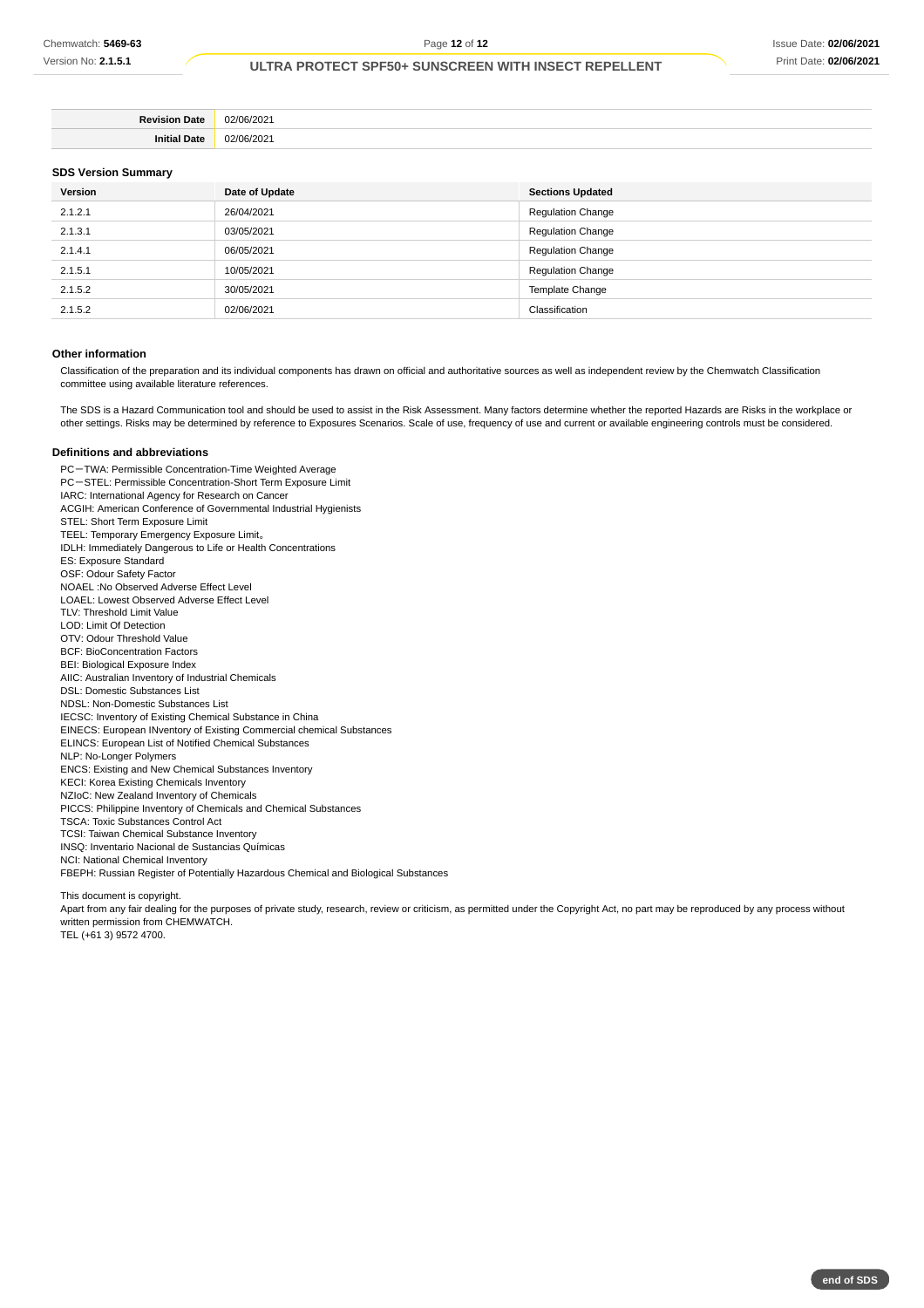| | |
|---|---|
| **Revision Date** | 02/06/2021 |
| **Initial Date** | 02/06/2021 |

### SDS Version Summary

| Version | Date of Update | Sections Updated |
|---|---|---|
| 2.1.2.1 | 26/04/2021 | Regulation Change |
| 2.1.3.1 | 03/05/2021 | Regulation Change |
| 2.1.4.1 | 06/05/2021 | Regulation Change |
| 2.1.5.1 | 10/05/2021 | Regulation Change |
| 2.1.5.2 | 30/05/2021 | Template Change |
| 2.1.5.2 | 02/06/2021 | Classification |

### Other information

Classification of the preparation and its individual components has drawn on official and authoritative sources as well as independent review by the Chemwatch Classification committee using available literature references.

The SDS is a Hazard Communication tool and should be used to assist in the Risk Assessment. Many factors determine whether the reported Hazards are Risks in the workplace or other settings. Risks may be determined by reference to Exposures Scenarios. Scale of use, frequency of use and current or available engineering controls must be considered.

### Definitions and abbreviations

PC－TWA: Permissible Concentration-Time Weighted Average
PC－STEL: Permissible Concentration-Short Term Exposure Limit
IARC: International Agency for Research on Cancer
ACGIH: American Conference of Governmental Industrial Hygienists
STEL: Short Term Exposure Limit
TEEL: Temporary Emergency Exposure Limit。
IDLH: Immediately Dangerous to Life or Health Concentrations
ES: Exposure Standard
OSF: Odour Safety Factor
NOAEL :No Observed Adverse Effect Level
LOAEL: Lowest Observed Adverse Effect Level
TLV: Threshold Limit Value
LOD: Limit Of Detection
OTV: Odour Threshold Value
BCF: BioConcentration Factors
BEI: Biological Exposure Index
AIIC: Australian Inventory of Industrial Chemicals
DSL: Domestic Substances List
NDSL: Non-Domestic Substances List
IECSC: Inventory of Existing Chemical Substance in China
EINECS: European INventory of Existing Commercial chemical Substances
ELINCS: European List of Notified Chemical Substances
NLP: No-Longer Polymers
ENCS: Existing and New Chemical Substances Inventory
KECI: Korea Existing Chemicals Inventory
NZIoC: New Zealand Inventory of Chemicals
PICCS: Philippine Inventory of Chemicals and Chemical Substances
TSCA: Toxic Substances Control Act
TCSI: Taiwan Chemical Substance Inventory
INSQ: Inventario Nacional de Sustancias Químicas
NCI: National Chemical Inventory
FBEPH: Russian Register of Potentially Hazardous Chemical and Biological Substances

This document is copyright.
Apart from any fair dealing for the purposes of private study, research, review or criticism, as permitted under the Copyright Act, no part may be reproduced by any process without written permission from CHEMWATCH.
TEL (+61 3) 9572 4700.

end of SDS